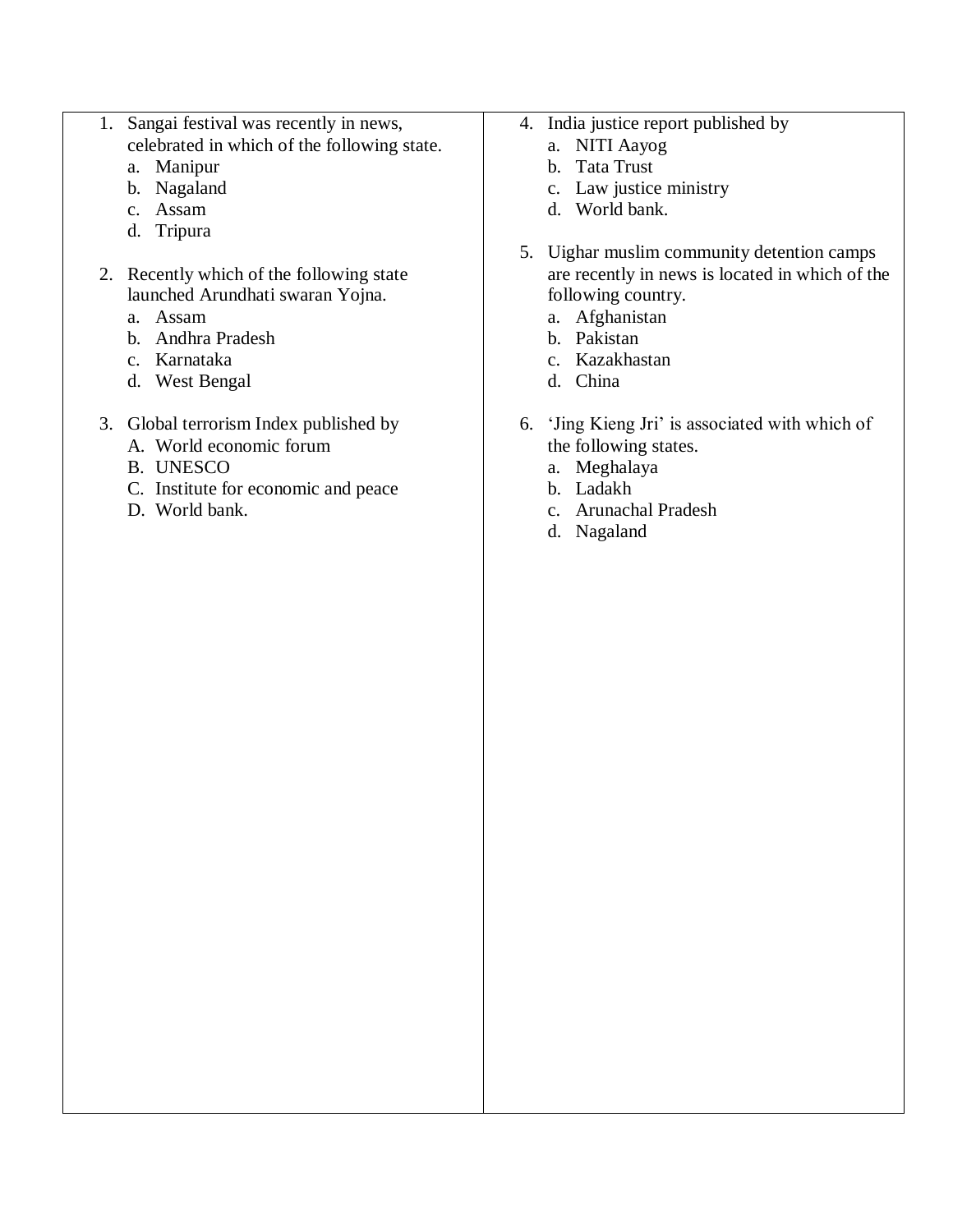1. Sangai festival was recently in news, celebrated in which of the following state.
    a. Manipur
    b. Nagaland
    c. Assam
    d. Tripura

2. Recently which of the following state launched Arundhati swaran Yojna.
    a. Assam
    b. Andhra Pradesh
    c. Karnataka
    d. West Bengal

3. Global terrorism Index published by
    A. World economic forum
    B. UNESCO
    C. Institute for economic and peace
    D. World bank.

4. India justice report published by
    a. NITI Aayog
    b. Tata Trust
    c. Law justice ministry
    d. World bank.

5. Uighar muslim community detention camps are recently in news is located in which of the following country.
    a. Afghanistan
    b. Pakistan
    c. Kazakhastan
    d. China

6. 'Jing Kieng Jri' is associated with which of the following states.
    a. Meghalaya
    b. Ladakh
    c. Arunachal Pradesh
    d. Nagaland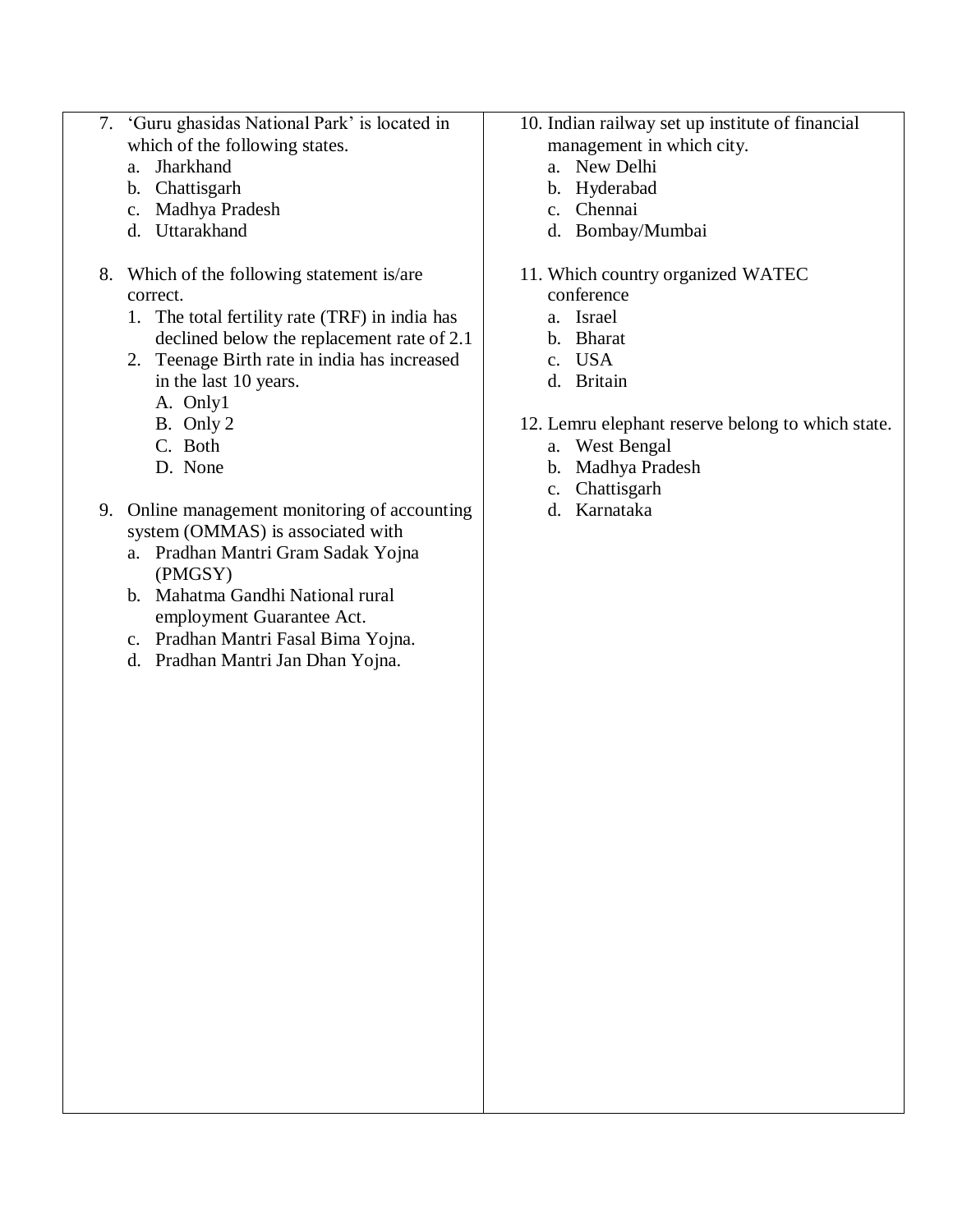7. 'Guru ghasidas National Park' is located in which of the following states.
   a. Jharkhand
   b. Chattisgarh
   c. Madhya Pradesh
   d. Uttarakhand

8. Which of the following statement is/are correct.
   1. The total fertility rate (TRF) in india has declined below the replacement rate of 2.1
   2. Teenage Birth rate in india has increased in the last 10 years.
      A. Only1
      B. Only 2
      C. Both
      D. None

9. Online management monitoring of accounting system (OMMAS) is associated with
   a. Pradhan Mantri Gram Sadak Yojna (PMGSY)
   b. Mahatma Gandhi National rural employment Guarantee Act.
   c. Pradhan Mantri Fasal Bima Yojna.
   d. Pradhan Mantri Jan Dhan Yojna.

10. Indian railway set up institute of financial management in which city.
    a. New Delhi
    b. Hyderabad
    c. Chennai
    d. Bombay/Mumbai

11. Which country organized WATEC conference
    a. Israel
    b. Bharat
    c. USA
    d. Britain

12. Lemru elephant reserve belong to which state.
    a. West Bengal
    b. Madhya Pradesh
    c. Chattisgarh
    d. Karnataka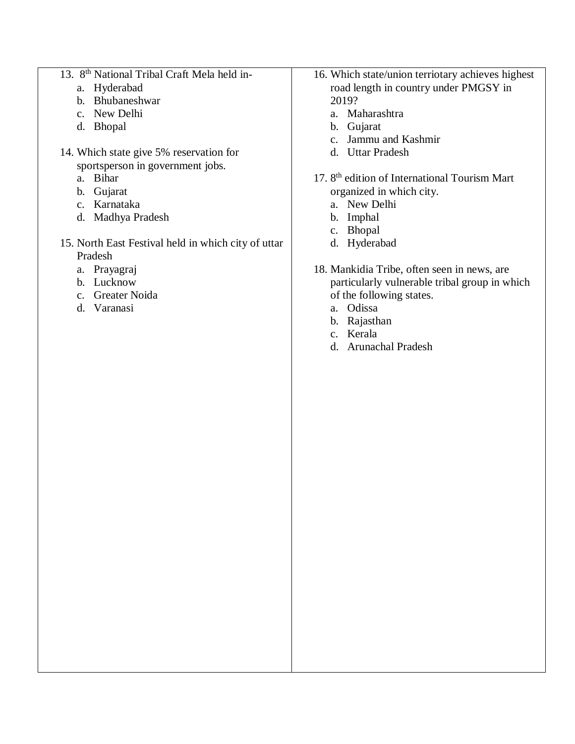13. 8th National Tribal Craft Mela held in-
    a. Hyderabad
    b. Bhubaneshwar
    c. New Delhi
    d. Bhopal

14. Which state give 5% reservation for sportsperson in government jobs.
    a. Bihar
    b. Gujarat
    c. Karnataka
    d. Madhya Pradesh

15. North East Festival held in which city of uttar Pradesh
    a. Prayagraj
    b. Lucknow
    c. Greater Noida
    d. Varanasi

16. Which state/union terriotary achieves highest road length in country under PMGSY in 2019?
    a. Maharashtra
    b. Gujarat
    c. Jammu and Kashmir
    d. Uttar Pradesh

17. 8th edition of International Tourism Mart organized in which city.
    a. New Delhi
    b. Imphal
    c. Bhopal
    d. Hyderabad

18. Mankidia Tribe, often seen in news, are particularly vulnerable tribal group in which of the following states.
    a. Odissa
    b. Rajasthan
    c. Kerala
    d. Arunachal Pradesh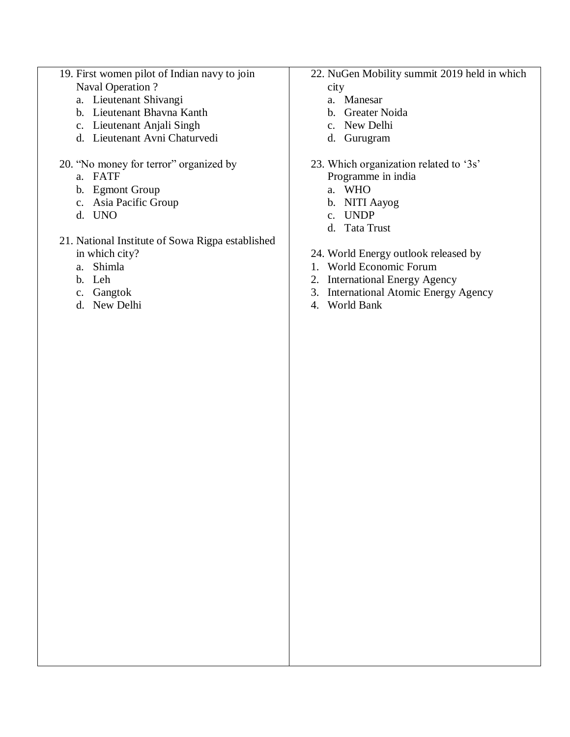19. First women pilot of Indian navy to join Naval Operation ?
    a. Lieutenant Shivangi
    b. Lieutenant Bhavna Kanth
    c. Lieutenant Anjali Singh
    d. Lieutenant Avni Chaturvedi

20. “No money for terror” organized by
    a. FATF
    b. Egmont Group
    c. Asia Pacific Group
    d. UNO

21. National Institute of Sowa Rigpa established in which city?
    a. Shimla
    b. Leh
    c. Gangtok
    d. New Delhi

22. NuGen Mobility summit 2019 held in which city
    a. Manesar
    b. Greater Noida
    c. New Delhi
    d. Gurugram

23. Which organization related to ‘3s’ Programme in india
    a. WHO
    b. NITI Aayog
    c. UNDP
    d. Tata Trust

24. World Energy outlook released by

1. World Economic Forum
2. International Energy Agency
3. International Atomic Energy Agency
4. World Bank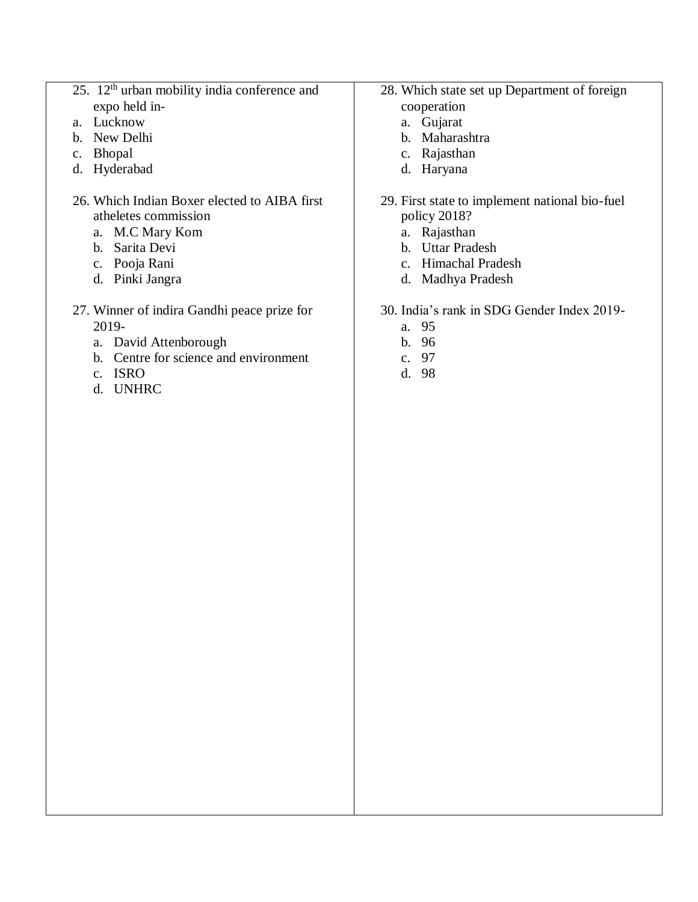25. $12^{th}$ urban mobility india conference and expo held in-

a. Lucknow
b. New Delhi
c. Bhopal
d. Hyderabad

26. Which Indian Boxer elected to AIBA first atheletes commission

a. M.C Mary Kom
b. Sarita Devi
c. Pooja Rani
d. Pinki Jangra

27. Winner of indira Gandhi peace prize for 2019-

a. David Attenborough
b. Centre for science and environment
c. ISRO
d. UNHRC

28. Which state set up Department of foreign cooperation

a. Gujarat
b. Maharashtra
c. Rajasthan
d. Haryana

29. First state to implement national bio-fuel policy 2018?

a. Rajasthan
b. Uttar Pradesh
c. Himachal Pradesh
d. Madhya Pradesh

30. India's rank in SDG Gender Index 2019-

a. 95
b. 96
c. 97
d. 98